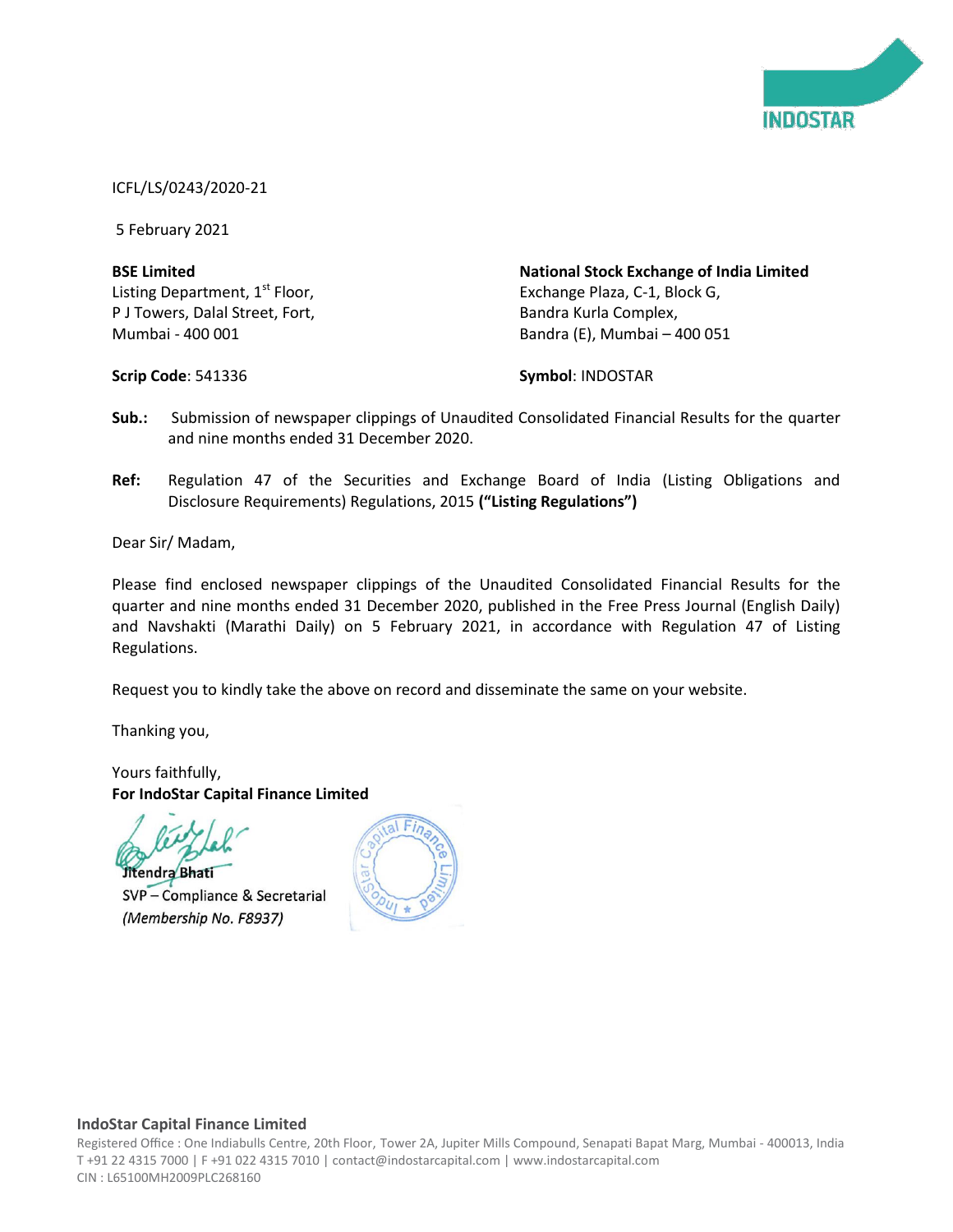INDOSTAR

ICFL/LS/0243/2020-21

5 February 2021

| **BSE Limited**<br>Listing Department, 1st Floor,<br>P J Towers, Dalal Street, Fort,<br>Mumbai - 400 001 | **National Stock Exchange of India Limited**<br>Exchange Plaza, C-1, Block G,<br>Bandra Kurla Complex,<br>Bandra (E), Mumbai – 400 051 |
|---|---|
| **Scrip Code**: 541336 | **Symbol**: INDOSTAR |

**Sub.:** Submission of newspaper clippings of Unaudited Consolidated Financial Results for the quarter and nine months ended 31 December 2020.

**Ref:** Regulation 47 of the Securities and Exchange Board of India (Listing Obligations and Disclosure Requirements) Regulations, 2015 **("Listing Regulations")**

Dear Sir/ Madam,

Please find enclosed newspaper clippings of the Unaudited Consolidated Financial Results for the quarter and nine months ended 31 December 2020, published in the Free Press Journal (English Daily) and Navshakti (Marathi Daily) on 5 February 2021, in accordance with Regulation 47 of Listing Regulations.

Request you to kindly take the above on record and disseminate the same on your website.

Thanking you,

Yours faithfully,
**For IndoStar Capital Finance Limited**

Jitendra Bhati
SVP – Compliance & Secretarial
*(Membership No. F8937)*

**IndoStar Capital Finance Limited**
Registered Office : One Indiabulls Centre, 20th Floor, Tower 2A, Jupiter Mills Compound, Senapati Bapat Marg, Mumbai - 400013, India
T +91 22 4315 7000 | F +91 022 4315 7010 | contact@indostarcapital.com | www.indostarcapital.com
CIN : L65100MH2009PLC268160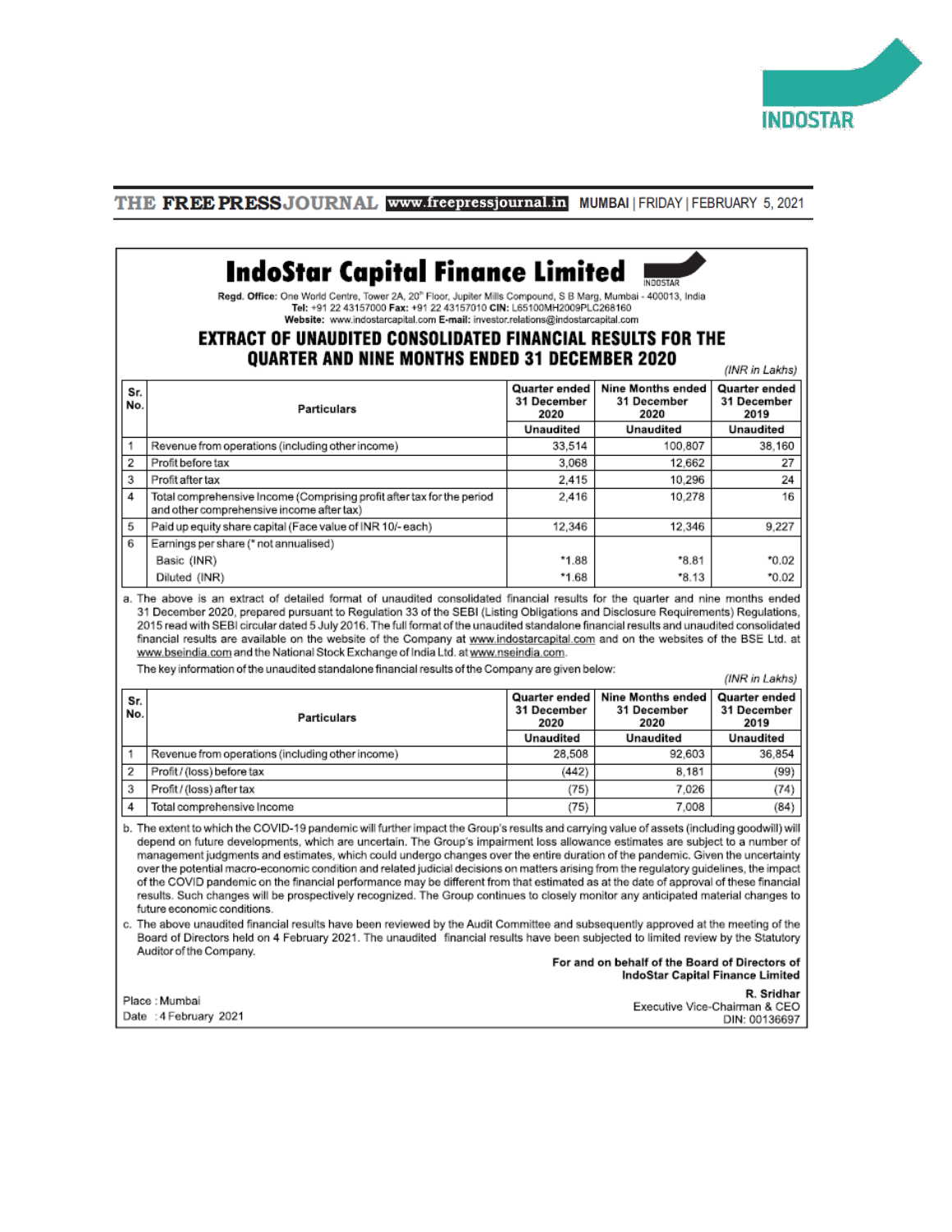INDOSTAR

THE FREE PRESS JOURNAL www.freepressjournal.in MUMBAI | FRIDAY | FEBRUARY 5, 2021

# IndoStar Capital Finance Limited

**Regd. Office:** One World Centre, Tower 2A, 20th Floor, Jupiter Mills Compound, S B Marg, Mumbai - 400013, India
**Tel:** +91 22 43157000 **Fax:** +91 22 43157010 **CIN:** L65100MH2009PLC268160
**Website:** www.indostarcapital.com **E-mail:** investor.relations@indostarcapital.com

## EXTRACT OF UNAUDITED CONSOLIDATED FINANCIAL RESULTS FOR THE QUARTER AND NINE MONTHS ENDED 31 DECEMBER 2020

*(INR in Lakhs)*

| Sr. No. | Particulars | Quarter ended 31 December 2020 | Nine Months ended 31 December 2020 | Quarter ended 31 December 2019 |
|---|---|---|---|---|
| | | Unaudited | Unaudited | Unaudited |
| 1 | Revenue from operations (including other income) | 33,514 | 100,807 | 38,160 |
| 2 | Profit before tax | 3,068 | 12,662 | 27 |
| 3 | Profit after tax | 2,415 | 10,296 | 24 |
| 4 | Total comprehensive Income (Comprising profit after tax for the period and other comprehensive income after tax) | 2,416 | 10,278 | 16 |
| 5 | Paid up equity share capital (Face value of INR 10/- each) | 12,346 | 12,346 | 9,227 |
| 6 | Earnings per share (* not annualised) | | | |
| | Basic (INR) | *1.88 | *8.81 | *0.02 |
| | Diluted (INR) | *1.68 | *8.13 | *0.02 |

a. The above is an extract of detailed format of unaudited consolidated financial results for the quarter and nine months ended 31 December 2020, prepared pursuant to Regulation 33 of the SEBI (Listing Obligations and Disclosure Requirements) Regulations, 2015 read with SEBI circular dated 5 July 2016. The full format of the unaudited standalone financial results and unaudited consolidated financial results are available on the website of the Company at www.indostarcapital.com and on the websites of the BSE Ltd. at www.bseindia.com and the National Stock Exchange of India Ltd. at www.nseindia.com.

The key information of the unaudited standalone financial results of the Company are given below:

*(INR in Lakhs)*

| Sr. No. | Particulars | Quarter ended 31 December 2020 | Nine Months ended 31 December 2020 | Quarter ended 31 December 2019 |
|---|---|---|---|---|
| | | Unaudited | Unaudited | Unaudited |
| 1 | Revenue from operations (including other income) | 28,508 | 92,603 | 36,854 |
| 2 | Profit / (loss) before tax | (442) | 8,181 | (99) |
| 3 | Profit / (loss) after tax | (75) | 7,026 | (74) |
| 4 | Total comprehensive Income | (75) | 7,008 | (84) |

b. The extent to which the COVID-19 pandemic will further impact the Group's results and carrying value of assets (including goodwill) will depend on future developments, which are uncertain. The Group's impairment loss allowance estimates are subject to a number of management judgments and estimates, which could undergo changes over the entire duration of the pandemic. Given the uncertainty over the potential macro-economic condition and related judicial decisions on matters arising from the regulatory guidelines, the impact of the COVID pandemic on the financial performance may be different from that estimated as at the date of approval of these financial results. Such changes will be prospectively recognized. The Group continues to closely monitor any anticipated material changes to future economic conditions.

c. The above unaudited financial results have been reviewed by the Audit Committee and subsequently approved at the meeting of the Board of Directors held on 4 February 2021. The unaudited financial results have been subjected to limited review by the Statutory Auditor of the Company.

**For and on behalf of the Board of Directors of**
**IndoStar Capital Finance Limited**

Place : Mumbai
Date : 4 February 2021

**R. Sridhar**
Executive Vice-Chairman & CEO
DIN: 00136697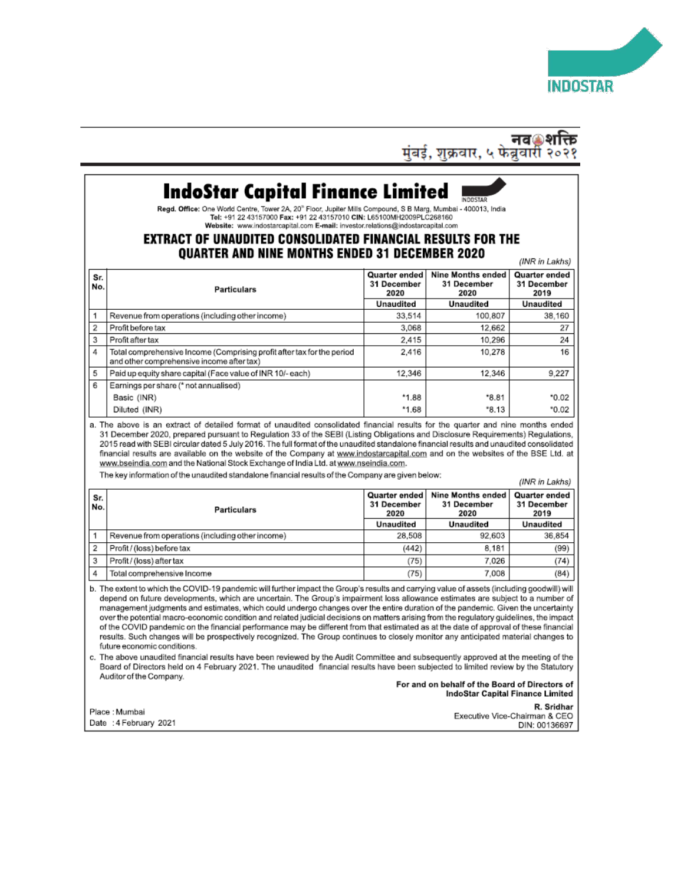INDOSTAR

नवशक्ति
मुंबई, शुक्रवार, ५ फेब्रुवारी २०२१

# IndoStar Capital Finance Limited

**Regd. Office:** One World Centre, Tower 2A, 20th Floor, Jupiter Mills Compound, S B Marg, Mumbai - 400013, India
**Tel:** +91 22 43157000 **Fax:** +91 22 43157010 **CIN:** L65100MH2009PLC268160
**Website:** www.indostarcapital.com **E-mail:** investor.relations@indostarcapital.com

## EXTRACT OF UNAUDITED CONSOLIDATED FINANCIAL RESULTS FOR THE QUARTER AND NINE MONTHS ENDED 31 DECEMBER 2020

*(INR in Lakhs)*

| Sr. No. | Particulars | Quarter ended 31 December 2020 | Nine Months ended 31 December 2020 | Quarter ended 31 December 2019 |
|---|---|---|---|---|
| | | Unaudited | Unaudited | Unaudited |
| 1 | Revenue from operations (including other income) | 33,514 | 100,807 | 38,160 |
| 2 | Profit before tax | 3,068 | 12,662 | 27 |
| 3 | Profit after tax | 2,415 | 10,296 | 24 |
| 4 | Total comprehensive Income (Comprising profit after tax for the period and other comprehensive income after tax) | 2,416 | 10,278 | 16 |
| 5 | Paid up equity share capital (Face value of INR 10/- each) | 12,346 | 12,346 | 9,227 |
| 6 | Earnings per share (* not annualised) | | | |
| | Basic (INR) | *1.88 | *8.81 | *0.02 |
| | Diluted (INR) | *1.68 | *8.13 | *0.02 |

a. The above is an extract of detailed format of unaudited consolidated financial results for the quarter and nine months ended 31 December 2020, prepared pursuant to Regulation 33 of the SEBI (Listing Obligations and Disclosure Requirements) Regulations, 2015 read with SEBI circular dated 5 July 2016. The full format of the unaudited standalone financial results and unaudited consolidated financial results are available on the website of the Company at www.indostarcapital.com and on the websites of the BSE Ltd. at www.bseindia.com and the National Stock Exchange of India Ltd. at www.nseindia.com.

The key information of the unaudited standalone financial results of the Company are given below:

*(INR in Lakhs)*

| Sr. No. | Particulars | Quarter ended 31 December 2020 | Nine Months ended 31 December 2020 | Quarter ended 31 December 2019 |
|---|---|---|---|---|
| | | Unaudited | Unaudited | Unaudited |
| 1 | Revenue from operations (including other income) | 28,508 | 92,603 | 36,854 |
| 2 | Profit / (loss) before tax | (442) | 8,181 | (99) |
| 3 | Profit / (loss) after tax | (75) | 7,026 | (74) |
| 4 | Total comprehensive Income | (75) | 7,008 | (84) |

b. The extent to which the COVID-19 pandemic will further impact the Group's results and carrying value of assets (including goodwill) will depend on future developments, which are uncertain. The Group's impairment loss allowance estimates are subject to a number of management judgments and estimates, which could undergo changes over the entire duration of the pandemic. Given the uncertainty over the potential macro-economic condition and related judicial decisions on matters arising from the regulatory guidelines, the impact of the COVID pandemic on the financial performance may be different from that estimated as at the date of approval of these financial results. Such changes will be prospectively recognized. The Group continues to closely monitor any anticipated material changes to future economic conditions.

c. The above unaudited financial results have been reviewed by the Audit Committee and subsequently approved at the meeting of the Board of Directors held on 4 February 2021. The unaudited financial results have been subjected to limited review by the Statutory Auditor of the Company.

**For and on behalf of the Board of Directors of IndoStar Capital Finance Limited**

**R. Sridhar**
Executive Vice-Chairman & CEO
DIN: 00136697

Place : Mumbai
Date : 4 February 2021